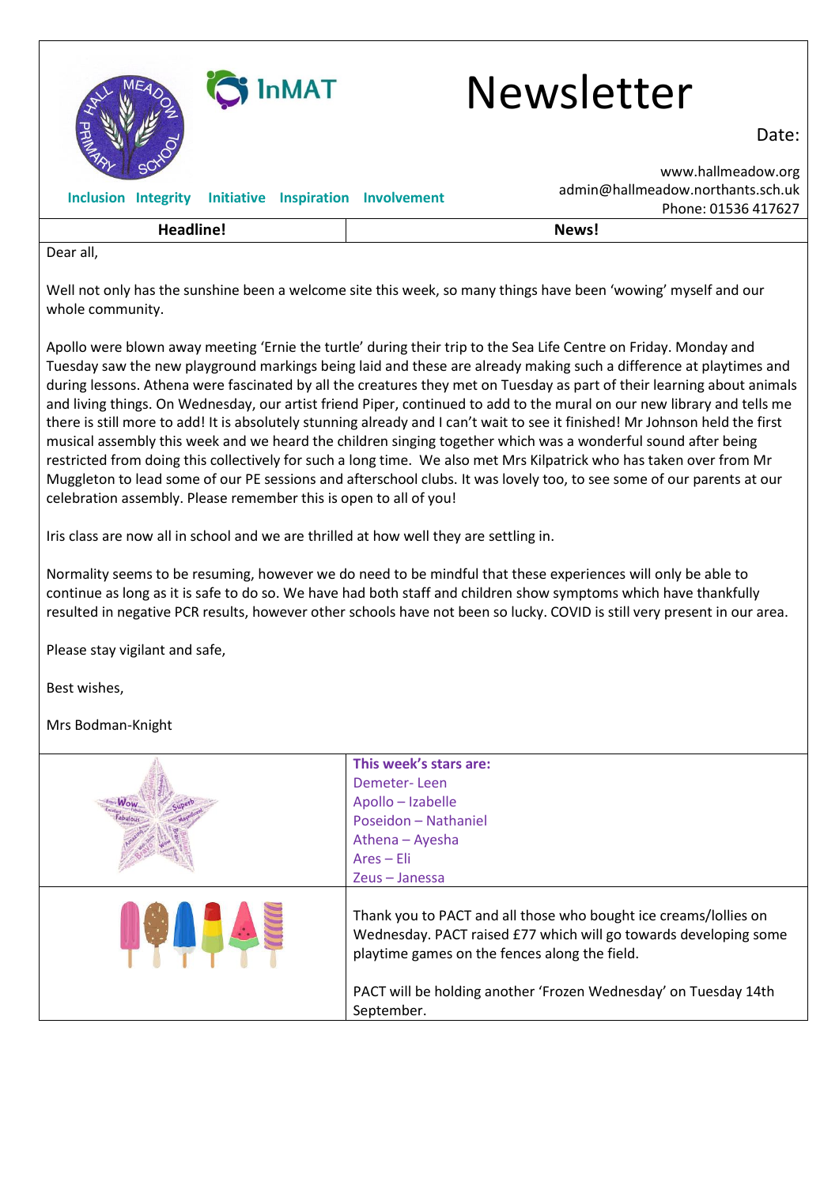# Newsletter

Inclusion Integrity Initiative Inspiration Involvement

Date:

www.hallmeadow.org
admin@hallmeadow.northants.sch.uk
Phone: 01536 417627

| Headline! | News! |
|---|---|

Dear all,

Well not only has the sunshine been a welcome site this week, so many things have been 'wowing' myself and our whole community.

Apollo were blown away meeting 'Ernie the turtle' during their trip to the Sea Life Centre on Friday. Monday and Tuesday saw the new playground markings being laid and these are already making such a difference at playtimes and during lessons. Athena were fascinated by all the creatures they met on Tuesday as part of their learning about animals and living things. On Wednesday, our artist friend Piper, continued to add to the mural on our new library and tells me there is still more to add! It is absolutely stunning already and I can't wait to see it finished! Mr Johnson held the first musical assembly this week and we heard the children singing together which was a wonderful sound after being restricted from doing this collectively for such a long time. We also met Mrs Kilpatrick who has taken over from Mr Muggleton to lead some of our PE sessions and afterschool clubs. It was lovely too, to see some of our parents at our celebration assembly. Please remember this is open to all of you!

Iris class are now all in school and we are thrilled at how well they are settling in.

Normality seems to be resuming, however we do need to be mindful that these experiences will only be able to continue as long as it is safe to do so. We have had both staff and children show symptoms which have thankfully resulted in negative PCR results, however other schools have not been so lucky. COVID is still very present in our area.

Please stay vigilant and safe,

Best wishes,

Mrs Bodman-Knight

**This week's stars are:**

Demeter- Leen
Apollo – Izabelle
Poseidon – Nathaniel
Athena – Ayesha
Ares – Eli
Zeus – Janessa

Thank you to PACT and all those who bought ice creams/lollies on Wednesday. PACT raised £77 which will go towards developing some playtime games on the fences along the field.

PACT will be holding another 'Frozen Wednesday' on Tuesday 14th September.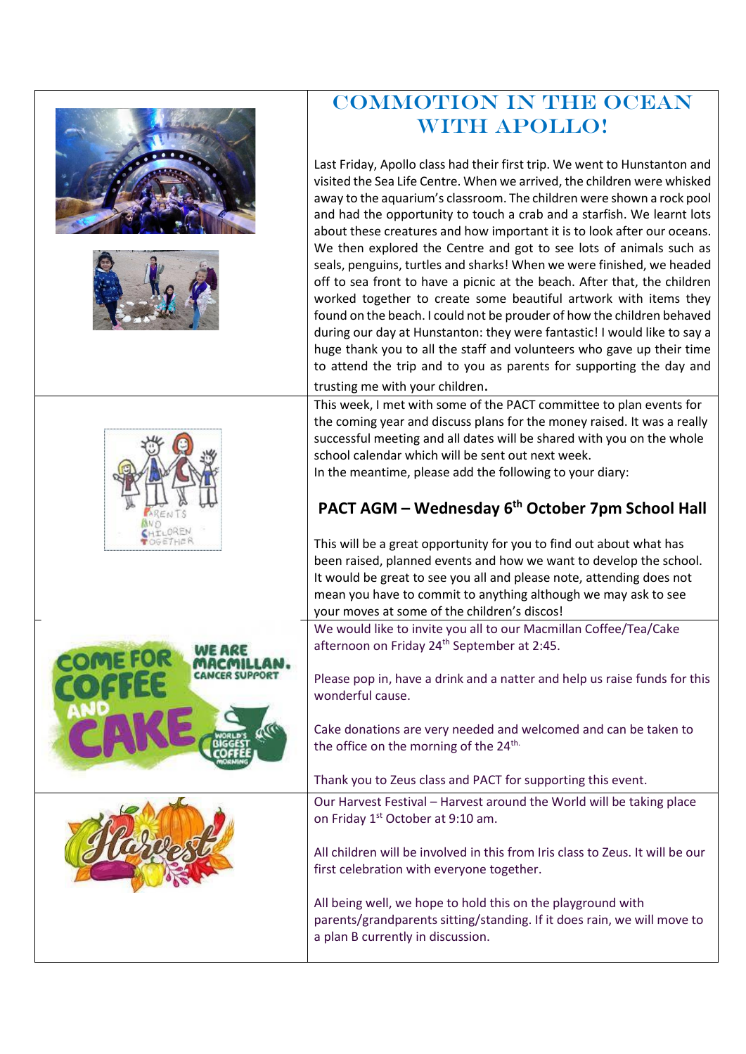## COMMOTION IN THE OCEAN WITH APOLLO!

Last Friday, Apollo class had their first trip. We went to Hunstanton and visited the Sea Life Centre. When we arrived, the children were whisked away to the aquarium's classroom. The children were shown a rock pool and had the opportunity to touch a crab and a starfish. We learnt lots about these creatures and how important it is to look after our oceans. We then explored the Centre and got to see lots of animals such as seals, penguins, turtles and sharks! When we were finished, we headed off to sea front to have a picnic at the beach. After that, the children worked together to create some beautiful artwork with items they found on the beach. I could not be prouder of how the children behaved during our day at Hunstanton: they were fantastic! I would like to say a huge thank you to all the staff and volunteers who gave up their time to attend the trip and to you as parents for supporting the day and trusting me with your children.

This week, I met with some of the PACT committee to plan events for the coming year and discuss plans for the money raised. It was a really successful meeting and all dates will be shared with you on the whole school calendar which will be sent out next week.
In the meantime, please add the following to your diary:

### PACT AGM – Wednesday 6th October 7pm School Hall

This will be a great opportunity for you to find out about what has been raised, planned events and how we want to develop the school. It would be great to see you all and please note, attending does not mean you have to commit to anything although we may ask to see your moves at some of the children's discos!

We would like to invite you all to our Macmillan Coffee/Tea/Cake afternoon on Friday 24th September at 2:45.

Please pop in, have a drink and a natter and help us raise funds for this wonderful cause.

Cake donations are very needed and welcomed and can be taken to the office on the morning of the 24th.

Thank you to Zeus class and PACT for supporting this event.

Our Harvest Festival – Harvest around the World will be taking place on Friday 1st October at 9:10 am.

All children will be involved in this from Iris class to Zeus. It will be our first celebration with everyone together.

All being well, we hope to hold this on the playground with parents/grandparents sitting/standing. If it does rain, we will move to a plan B currently in discussion.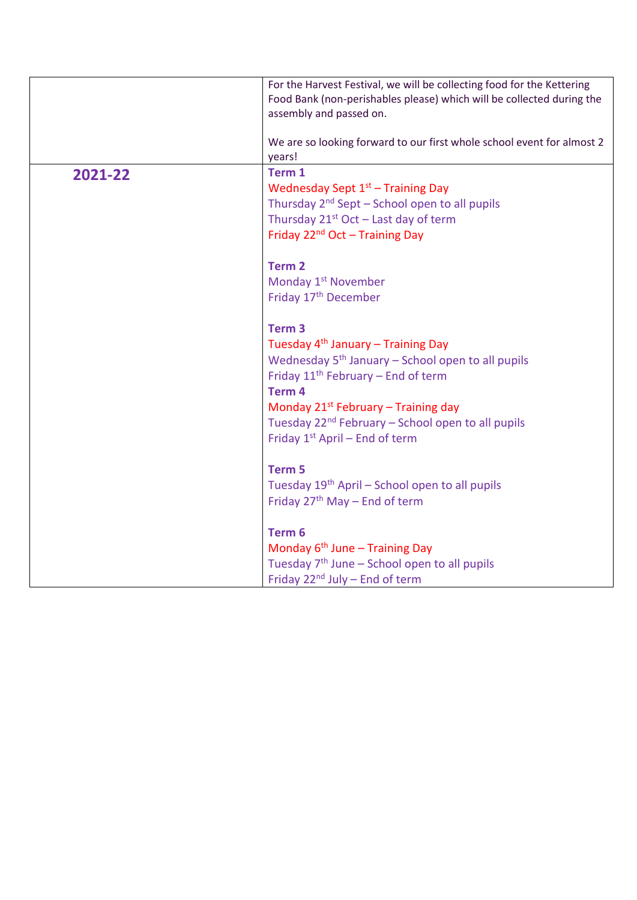| | |
|---|---|
| | For the Harvest Festival, we will be collecting food for the Kettering Food Bank (non-perishables please) which will be collected during the assembly and passed on.<br><br>We are so looking forward to our first whole school event for almost 2 years! |
| **2021-22** | **Term 1**<br>Wednesday Sept 1st – Training Day<br>Thursday 2nd Sept – School open to all pupils<br>Thursday 21st Oct – Last day of term<br>Friday 22nd Oct – Training Day<br><br>**Term 2**<br>Monday 1st November<br>Friday 17th December<br><br>**Term 3**<br>Tuesday 4th January – Training Day<br>Wednesday 5th January – School open to all pupils<br>Friday 11th February – End of term<br>**Term 4**<br>Monday 21st February – Training day<br>Tuesday 22nd February – School open to all pupils<br>Friday 1st April – End of term<br><br>**Term 5**<br>Tuesday 19th April – School open to all pupils<br>Friday 27th May – End of term<br><br>**Term 6**<br>Monday 6th June – Training Day<br>Tuesday 7th June – School open to all pupils<br>Friday 22nd July – End of term |